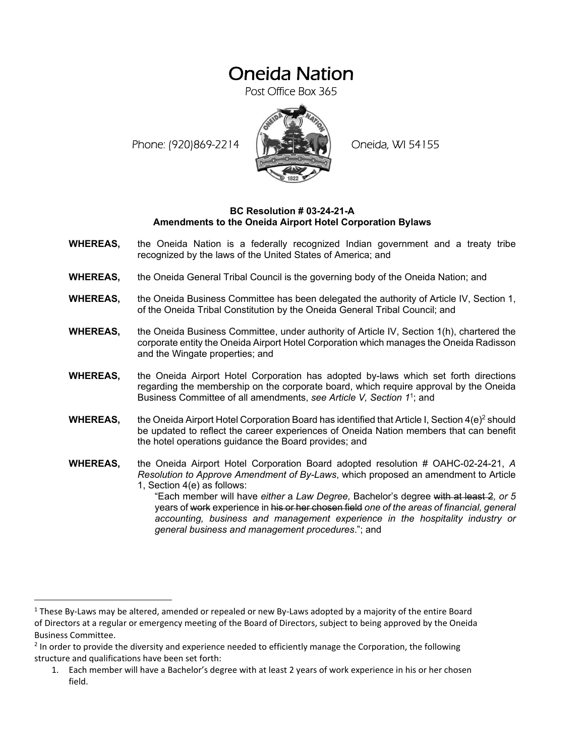# Oneida Nation

Post Office Box 365

Phone: (920)869-2214 Oneida, WI 54155

**BC Resolution # 03-24-21-A**
**Amendments to the Oneida Airport Hotel Corporation Bylaws**

**WHEREAS,** the Oneida Nation is a federally recognized Indian government and a treaty tribe recognized by the laws of the United States of America; and

**WHEREAS,** the Oneida General Tribal Council is the governing body of the Oneida Nation; and

**WHEREAS,** the Oneida Business Committee has been delegated the authority of Article IV, Section 1, of the Oneida Tribal Constitution by the Oneida General Tribal Council; and

**WHEREAS,** the Oneida Business Committee, under authority of Article IV, Section 1(h), chartered the corporate entity the Oneida Airport Hotel Corporation which manages the Oneida Radisson and the Wingate properties; and

**WHEREAS,** the Oneida Airport Hotel Corporation has adopted by-laws which set forth directions regarding the membership on the corporate board, which require approval by the Oneida Business Committee of all amendments, *see Article V, Section 1*[1]; and

**WHEREAS,** the Oneida Airport Hotel Corporation Board has identified that Article I, Section 4(e)[2] should be updated to reflect the career experiences of Oneida Nation members that can benefit the hotel operations guidance the Board provides; and

**WHEREAS,** the Oneida Airport Hotel Corporation Board adopted resolution # OAHC-02-24-21, *A Resolution to Approve Amendment of By-Laws*, which proposed an amendment to Article 1, Section 4(e) as follows:

> "Each member will have *either* a *Law Degree,* Bachelor's degree ~~with at least 2~~*, or 5* years of ~~work~~ experience in ~~his or her chosen field~~ *one of the areas of financial, general accounting, business and management experience in the hospitality industry or general business and management procedures*."; and

---

[1] These By-Laws may be altered, amended or repealed or new By-Laws adopted by a majority of the entire Board of Directors at a regular or emergency meeting of the Board of Directors, subject to being approved by the Oneida Business Committee.

[2] In order to provide the diversity and experience needed to efficiently manage the Corporation, the following structure and qualifications have been set forth:

1. Each member will have a Bachelor's degree with at least 2 years of work experience in his or her chosen field.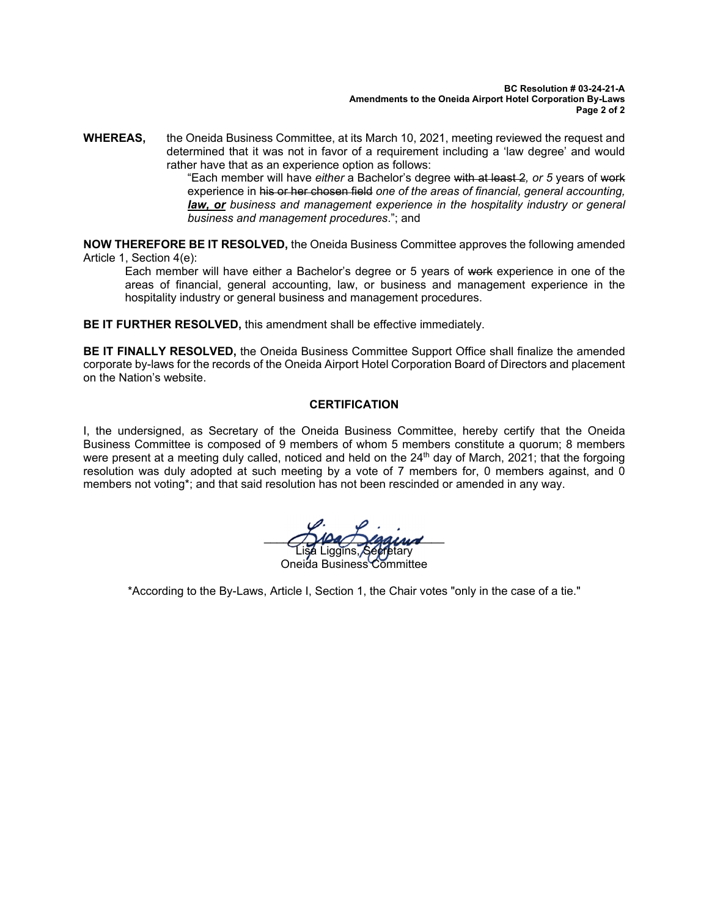**WHEREAS,** the Oneida Business Committee, at its March 10, 2021, meeting reviewed the request and determined that it was not in favor of a requirement including a 'law degree' and would rather have that as an experience option as follows:

> "Each member will have *either* a Bachelor's degree ~~with at least 2~~*, or 5* years of ~~work~~ experience in ~~his or her chosen field~~ *one of the areas of financial, general accounting,* ***law, or*** *business and management experience in the hospitality industry or general business and management procedures*."; and

**NOW THEREFORE BE IT RESOLVED,** the Oneida Business Committee approves the following amended Article 1, Section 4(e):

> Each member will have either a Bachelor's degree or 5 years of ~~work~~ experience in one of the areas of financial, general accounting, law, or business and management experience in the hospitality industry or general business and management procedures.

**BE IT FURTHER RESOLVED,** this amendment shall be effective immediately.

**BE IT FINALLY RESOLVED,** the Oneida Business Committee Support Office shall finalize the amended corporate by-laws for the records of the Oneida Airport Hotel Corporation Board of Directors and placement on the Nation's website.

## CERTIFICATION

I, the undersigned, as Secretary of the Oneida Business Committee, hereby certify that the Oneida Business Committee is composed of 9 members of whom 5 members constitute a quorum; 8 members were present at a meeting duly called, noticed and held on the 24th day of March, 2021; that the forgoing resolution was duly adopted at such meeting by a vote of 7 members for, 0 members against, and 0 members not voting*; and that said resolution has not been rescinded or amended in any way.

Lisa Liggins, Secretary
Oneida Business Committee

*According to the By-Laws, Article I, Section 1, the Chair votes "only in the case of a tie."